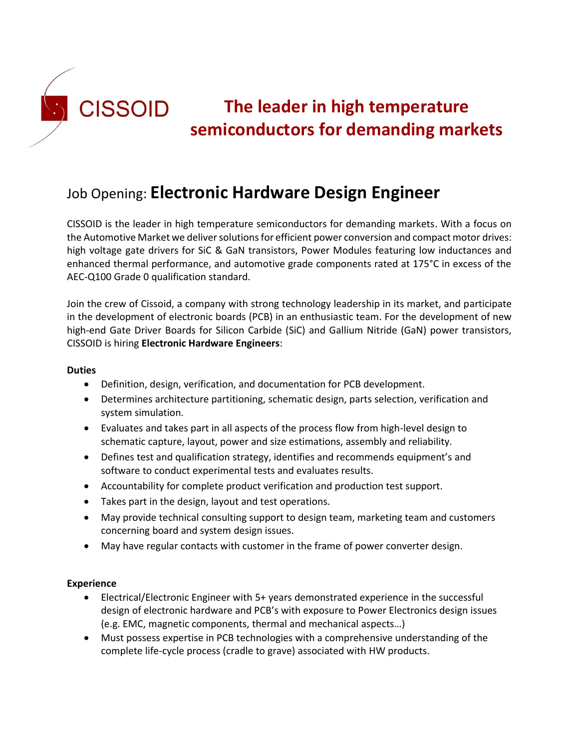CISSOID

**The leader in high temperature semiconductors for demanding markets**

# Job Opening: **Electronic Hardware Design Engineer**

CISSOID is the leader in high temperature semiconductors for demanding markets. With a focus on the Automotive Market we deliver solutions for efficient power conversion and compact motor drives: high voltage gate drivers for SiC & GaN transistors, Power Modules featuring low inductances and enhanced thermal performance, and automotive grade components rated at 175°C in excess of the AEC-Q100 Grade 0 qualification standard.

Join the crew of Cissoid, a company with strong technology leadership in its market, and participate in the development of electronic boards (PCB) in an enthusiastic team. For the development of new high-end Gate Driver Boards for Silicon Carbide (SiC) and Gallium Nitride (GaN) power transistors, CISSOID is hiring **Electronic Hardware Engineers**:

**Duties**

- Definition, design, verification, and documentation for PCB development.
- Determines architecture partitioning, schematic design, parts selection, verification and system simulation.
- Evaluates and takes part in all aspects of the process flow from high-level design to schematic capture, layout, power and size estimations, assembly and reliability.
- Defines test and qualification strategy, identifies and recommends equipment's and software to conduct experimental tests and evaluates results.
- Accountability for complete product verification and production test support.
- Takes part in the design, layout and test operations.
- May provide technical consulting support to design team, marketing team and customers concerning board and system design issues.
- May have regular contacts with customer in the frame of power converter design.

**Experience**

- Electrical/Electronic Engineer with 5+ years demonstrated experience in the successful design of electronic hardware and PCB's with exposure to Power Electronics design issues (e.g. EMC, magnetic components, thermal and mechanical aspects…)
- Must possess expertise in PCB technologies with a comprehensive understanding of the complete life-cycle process (cradle to grave) associated with HW products.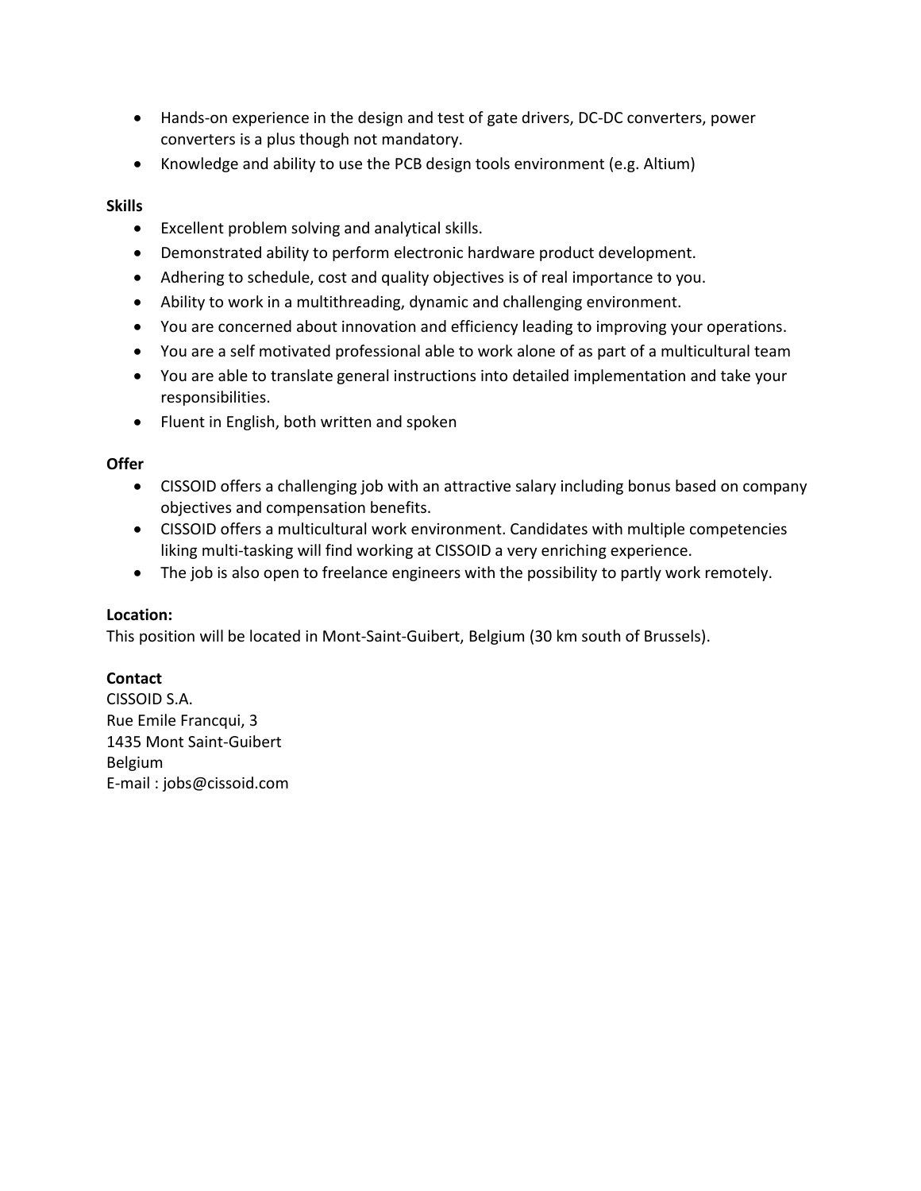- Hands-on experience in the design and test of gate drivers, DC-DC converters, power converters is a plus though not mandatory.
- Knowledge and ability to use the PCB design tools environment (e.g. Altium)

**Skills**

- Excellent problem solving and analytical skills.
- Demonstrated ability to perform electronic hardware product development.
- Adhering to schedule, cost and quality objectives is of real importance to you.
- Ability to work in a multithreading, dynamic and challenging environment.
- You are concerned about innovation and efficiency leading to improving your operations.
- You are a self motivated professional able to work alone of as part of a multicultural team
- You are able to translate general instructions into detailed implementation and take your responsibilities.
- Fluent in English, both written and spoken

**Offer**

- CISSOID offers a challenging job with an attractive salary including bonus based on company objectives and compensation benefits.
- CISSOID offers a multicultural work environment. Candidates with multiple competencies liking multi-tasking will find working at CISSOID a very enriching experience.
- The job is also open to freelance engineers with the possibility to partly work remotely.

**Location:**

This position will be located in Mont-Saint-Guibert, Belgium (30 km south of Brussels).

**Contact**

CISSOID S.A.
Rue Emile Francqui, 3
1435 Mont Saint-Guibert
Belgium
E-mail : jobs@cissoid.com